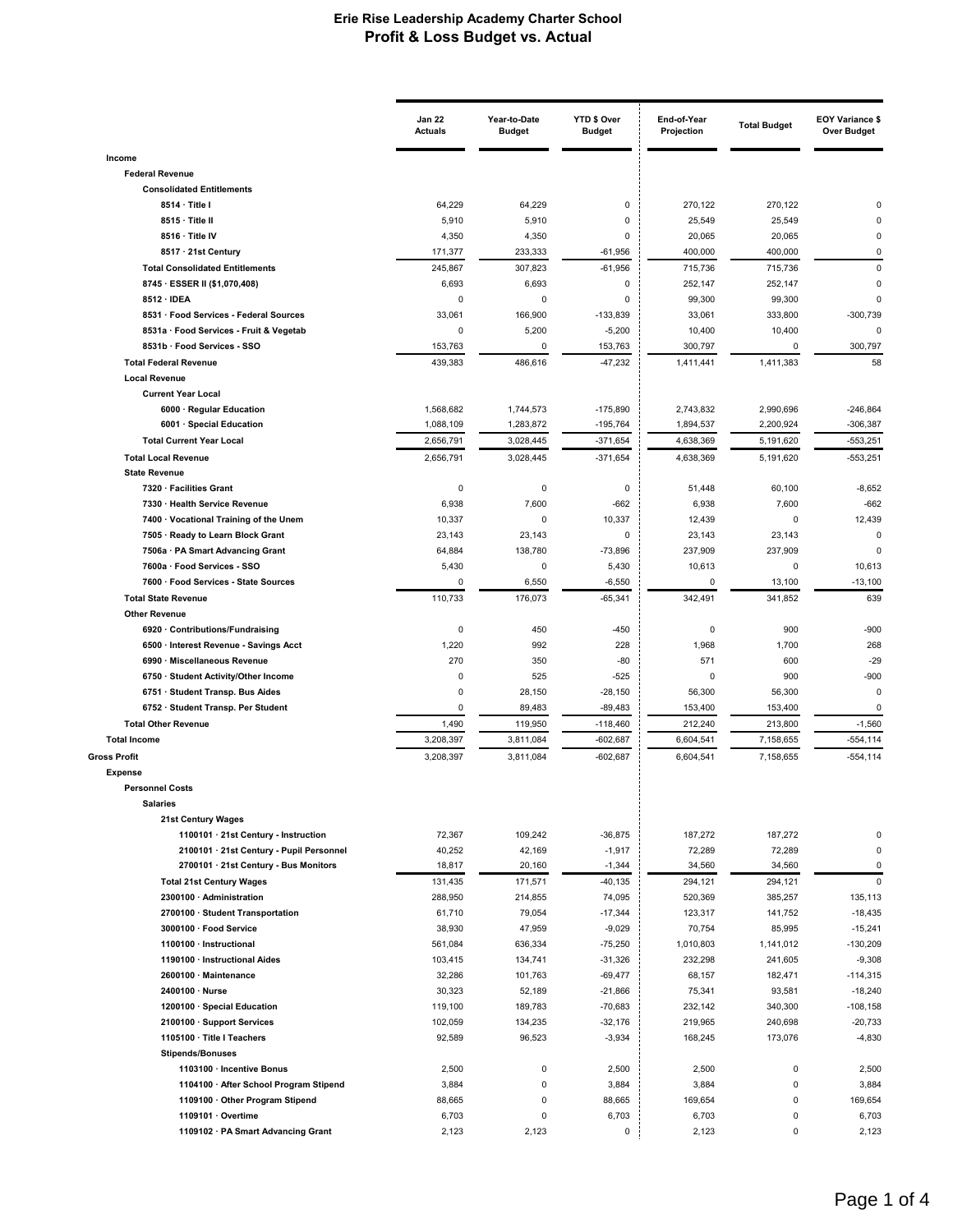# Erie Rise Leadership Academy Charter School

## Profit & Loss Budget vs. Actual

| | Jan 22 Actuals | Year-to-Date Budget | YTD $ Over Budget | End-of-Year Projection | Total Budget | EOY Variance $ Over Budget |
|---|---|---|---|---|---|---|
| **Income** | | | | | | |
| **Federal Revenue** | | | | | | |
| **Consolidated Entitlements** | | | | | | |
| **8514 · Title I** | 64,229 | 64,229 | 0 | 270,122 | 270,122 | 0 |
| **8515 · Title II** | 5,910 | 5,910 | 0 | 25,549 | 25,549 | 0 |
| **8516 · Title IV** | 4,350 | 4,350 | 0 | 20,065 | 20,065 | 0 |
| **8517 · 21st Century** | 171,377 | 233,333 | -61,956 | 400,000 | 400,000 | 0 |
| **Total Consolidated Entitlements** | 245,867 | 307,823 | -61,956 | 715,736 | 715,736 | 0 |
| **8745 · ESSER II ($1,070,408)** | 6,693 | 6,693 | 0 | 252,147 | 252,147 | 0 |
| **8512 · IDEA** | 0 | 0 | 0 | 99,300 | 99,300 | 0 |
| **8531 · Food Services - Federal Sources** | 33,061 | 166,900 | -133,839 | 33,061 | 333,800 | -300,739 |
| **8531a · Food Services - Fruit & Vegetab** | 0 | 5,200 | -5,200 | 10,400 | 10,400 | 0 |
| **8531b · Food Services - SSO** | 153,763 | 0 | 153,763 | 300,797 | 0 | 300,797 |
| **Total Federal Revenue** | 439,383 | 486,616 | -47,232 | 1,411,441 | 1,411,383 | 58 |
| **Local Revenue** | | | | | | |
| **Current Year Local** | | | | | | |
| **6000 · Regular Education** | 1,568,682 | 1,744,573 | -175,890 | 2,743,832 | 2,990,696 | -246,864 |
| **6001 · Special Education** | 1,088,109 | 1,283,872 | -195,764 | 1,894,537 | 2,200,924 | -306,387 |
| **Total Current Year Local** | 2,656,791 | 3,028,445 | -371,654 | 4,638,369 | 5,191,620 | -553,251 |
| **Total Local Revenue** | 2,656,791 | 3,028,445 | -371,654 | 4,638,369 | 5,191,620 | -553,251 |
| **State Revenue** | | | | | | |
| **7320 · Facilities Grant** | 0 | 0 | 0 | 51,448 | 60,100 | -8,652 |
| **7330 · Health Service Revenue** | 6,938 | 7,600 | -662 | 6,938 | 7,600 | -662 |
| **7400 · Vocational Training of the Unem** | 10,337 | 0 | 10,337 | 12,439 | 0 | 12,439 |
| **7505 · Ready to Learn Block Grant** | 23,143 | 23,143 | 0 | 23,143 | 23,143 | 0 |
| **7506a · PA Smart Advancing Grant** | 64,884 | 138,780 | -73,896 | 237,909 | 237,909 | 0 |
| **7600a · Food Services - SSO** | 5,430 | 0 | 5,430 | 10,613 | 0 | 10,613 |
| **7600 · Food Services - State Sources** | 0 | 6,550 | -6,550 | 0 | 13,100 | -13,100 |
| **Total State Revenue** | 110,733 | 176,073 | -65,341 | 342,491 | 341,852 | 639 |
| **Other Revenue** | | | | | | |
| **6920 · Contributions/Fundraising** | 0 | 450 | -450 | 0 | 900 | -900 |
| **6500 · Interest Revenue - Savings Acct** | 1,220 | 992 | 228 | 1,968 | 1,700 | 268 |
| **6990 · Miscellaneous Revenue** | 270 | 350 | -80 | 571 | 600 | -29 |
| **6750 · Student Activity/Other Income** | 0 | 525 | -525 | 0 | 900 | -900 |
| **6751 · Student Transp. Bus Aides** | 0 | 28,150 | -28,150 | 56,300 | 56,300 | 0 |
| **6752 · Student Transp. Per Student** | 0 | 89,483 | -89,483 | 153,400 | 153,400 | 0 |
| **Total Other Revenue** | 1,490 | 119,950 | -118,460 | 212,240 | 213,800 | -1,560 |
| **Total Income** | 3,208,397 | 3,811,084 | -602,687 | 6,604,541 | 7,158,655 | -554,114 |
| **Gross Profit** | 3,208,397 | 3,811,084 | -602,687 | 6,604,541 | 7,158,655 | -554,114 |
| **Expense** | | | | | | |
| **Personnel Costs** | | | | | | |
| **Salaries** | | | | | | |
| **21st Century Wages** | | | | | | |
| **1100101 · 21st Century - Instruction** | 72,367 | 109,242 | -36,875 | 187,272 | 187,272 | 0 |
| **2100101 · 21st Century - Pupil Personnel** | 40,252 | 42,169 | -1,917 | 72,289 | 72,289 | 0 |
| **2700101 · 21st Century - Bus Monitors** | 18,817 | 20,160 | -1,344 | 34,560 | 34,560 | 0 |
| **Total 21st Century Wages** | 131,435 | 171,571 | -40,135 | 294,121 | 294,121 | 0 |
| **2300100 · Administration** | 288,950 | 214,855 | 74,095 | 520,369 | 385,257 | 135,113 |
| **2700100 · Student Transportation** | 61,710 | 79,054 | -17,344 | 123,317 | 141,752 | -18,435 |
| **3000100 · Food Service** | 38,930 | 47,959 | -9,029 | 70,754 | 85,995 | -15,241 |
| **1100100 · Instructional** | 561,084 | 636,334 | -75,250 | 1,010,803 | 1,141,012 | -130,209 |
| **1190100 · Instructional Aides** | 103,415 | 134,741 | -31,326 | 232,298 | 241,605 | -9,308 |
| **2600100 · Maintenance** | 32,286 | 101,763 | -69,477 | 68,157 | 182,471 | -114,315 |
| **2400100 · Nurse** | 30,323 | 52,189 | -21,866 | 75,341 | 93,581 | -18,240 |
| **1200100 · Special Education** | 119,100 | 189,783 | -70,683 | 232,142 | 340,300 | -108,158 |
| **2100100 · Support Services** | 102,059 | 134,235 | -32,176 | 219,965 | 240,698 | -20,733 |
| **1105100 · Title I Teachers** | 92,589 | 96,523 | -3,934 | 168,245 | 173,076 | -4,830 |
| **Stipends/Bonuses** | | | | | | |
| **1103100 · Incentive Bonus** | 2,500 | 0 | 2,500 | 2,500 | 0 | 2,500 |
| **1104100 · After School Program Stipend** | 3,884 | 0 | 3,884 | 3,884 | 0 | 3,884 |
| **1109100 · Other Program Stipend** | 88,665 | 0 | 88,665 | 169,654 | 0 | 169,654 |
| **1109101 · Overtime** | 6,703 | 0 | 6,703 | 6,703 | 0 | 6,703 |
| **1109102 · PA Smart Advancing Grant** | 2,123 | 2,123 | 0 | 2,123 | 0 | 2,123 |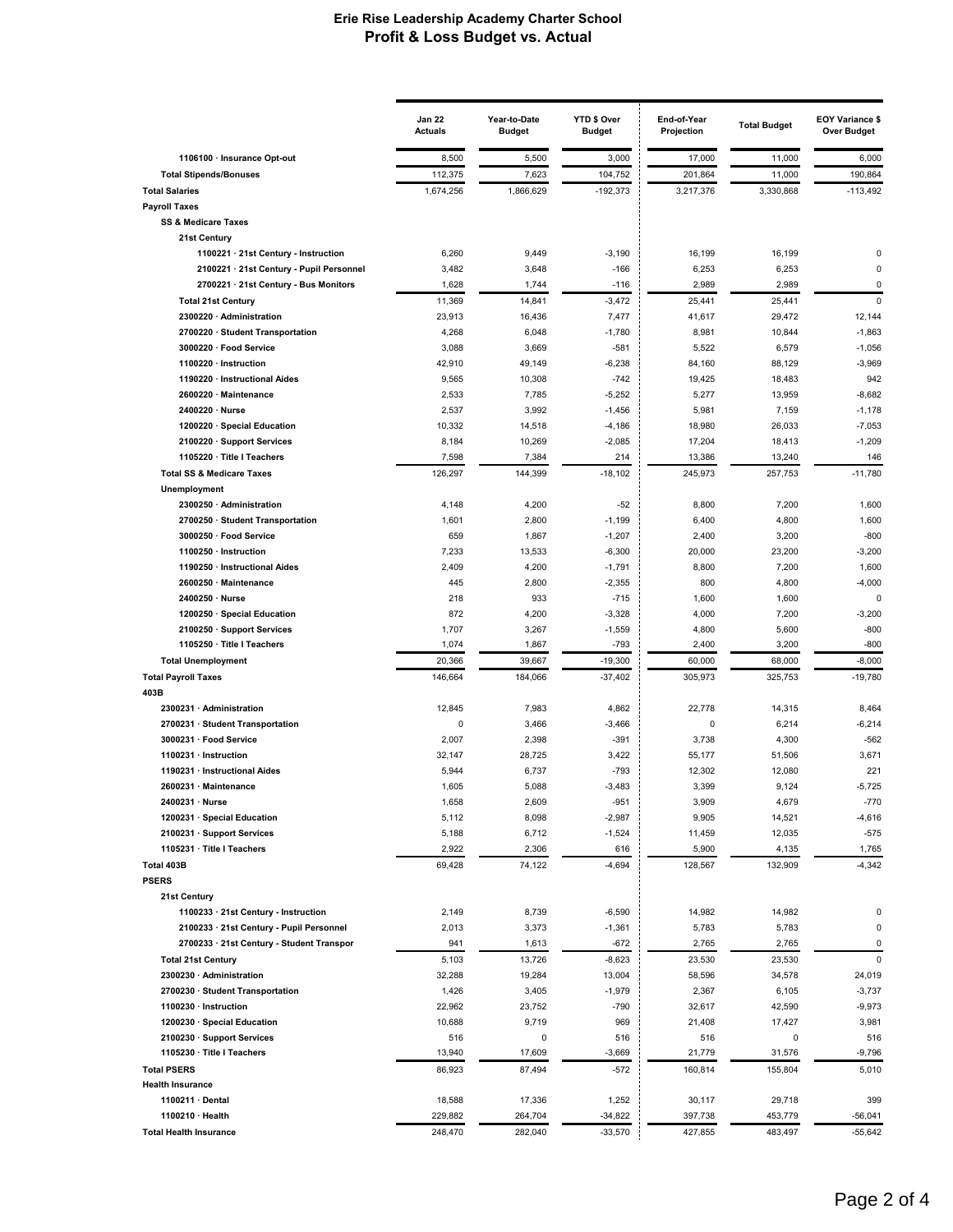# Erie Rise Leadership Academy Charter School
## Profit & Loss Budget vs. Actual

| | Jan 22 Actuals | Year-to-Date Budget | YTD $ Over Budget | End-of-Year Projection | Total Budget | EOY Variance $ Over Budget |
|---|---|---|---|---|---|---|
| 1106100 · Insurance Opt-out | 8,500 | 5,500 | 3,000 | 17,000 | 11,000 | 6,000 |
| Total Stipends/Bonuses | 112,375 | 7,623 | 104,752 | 201,864 | 11,000 | 190,864 |
| Total Salaries | 1,674,256 | 1,866,629 | -192,373 | 3,217,376 | 3,330,868 | -113,492 |
| Payroll Taxes | | | | | | |
| SS & Medicare Taxes | | | | | | |
| 21st Century | | | | | | |
| 1100221 · 21st Century - Instruction | 6,260 | 9,449 | -3,190 | 16,199 | 16,199 | 0 |
| 2100221 · 21st Century - Pupil Personnel | 3,482 | 3,648 | -166 | 6,253 | 6,253 | 0 |
| 2700221 · 21st Century - Bus Monitors | 1,628 | 1,744 | -116 | 2,989 | 2,989 | 0 |
| Total 21st Century | 11,369 | 14,841 | -3,472 | 25,441 | 25,441 | 0 |
| 2300220 · Administration | 23,913 | 16,436 | 7,477 | 41,617 | 29,472 | 12,144 |
| 2700220 · Student Transportation | 4,268 | 6,048 | -1,780 | 8,981 | 10,844 | -1,863 |
| 3000220 · Food Service | 3,088 | 3,669 | -581 | 5,522 | 6,579 | -1,056 |
| 1100220 · Instruction | 42,910 | 49,149 | -6,238 | 84,160 | 88,129 | -3,969 |
| 1190220 · Instructional Aides | 9,565 | 10,308 | -742 | 19,425 | 18,483 | 942 |
| 2600220 · Maintenance | 2,533 | 7,785 | -5,252 | 5,277 | 13,959 | -8,682 |
| 2400220 · Nurse | 2,537 | 3,992 | -1,456 | 5,981 | 7,159 | -1,178 |
| 1200220 · Special Education | 10,332 | 14,518 | -4,186 | 18,980 | 26,033 | -7,053 |
| 2100220 · Support Services | 8,184 | 10,269 | -2,085 | 17,204 | 18,413 | -1,209 |
| 1105220 · Title I Teachers | 7,598 | 7,384 | 214 | 13,386 | 13,240 | 146 |
| Total SS & Medicare Taxes | 126,297 | 144,399 | -18,102 | 245,973 | 257,753 | -11,780 |
| Unemployment | | | | | | |
| 2300250 · Administration | 4,148 | 4,200 | -52 | 8,800 | 7,200 | 1,600 |
| 2700250 · Student Transportation | 1,601 | 2,800 | -1,199 | 6,400 | 4,800 | 1,600 |
| 3000250 · Food Service | 659 | 1,867 | -1,207 | 2,400 | 3,200 | -800 |
| 1100250 · Instruction | 7,233 | 13,533 | -6,300 | 20,000 | 23,200 | -3,200 |
| 1190250 · Instructional Aides | 2,409 | 4,200 | -1,791 | 8,800 | 7,200 | 1,600 |
| 2600250 · Maintenance | 445 | 2,800 | -2,355 | 800 | 4,800 | -4,000 |
| 2400250 · Nurse | 218 | 933 | -715 | 1,600 | 1,600 | 0 |
| 1200250 · Special Education | 872 | 4,200 | -3,328 | 4,000 | 7,200 | -3,200 |
| 2100250 · Support Services | 1,707 | 3,267 | -1,559 | 4,800 | 5,600 | -800 |
| 1105250 · Title I Teachers | 1,074 | 1,867 | -793 | 2,400 | 3,200 | -800 |
| Total Unemployment | 20,366 | 39,667 | -19,300 | 60,000 | 68,000 | -8,000 |
| Total Payroll Taxes | 146,664 | 184,066 | -37,402 | 305,973 | 325,753 | -19,780 |
| 403B | | | | | | |
| 2300231 · Administration | 12,845 | 7,983 | 4,862 | 22,778 | 14,315 | 8,464 |
| 2700231 · Student Transportation | 0 | 3,466 | -3,466 | 0 | 6,214 | -6,214 |
| 3000231 · Food Service | 2,007 | 2,398 | -391 | 3,738 | 4,300 | -562 |
| 1100231 · Instruction | 32,147 | 28,725 | 3,422 | 55,177 | 51,506 | 3,671 |
| 1190231 · Instructional Aides | 5,944 | 6,737 | -793 | 12,302 | 12,080 | 221 |
| 2600231 · Maintenance | 1,605 | 5,088 | -3,483 | 3,399 | 9,124 | -5,725 |
| 2400231 · Nurse | 1,658 | 2,609 | -951 | 3,909 | 4,679 | -770 |
| 1200231 · Special Education | 5,112 | 8,098 | -2,987 | 9,905 | 14,521 | -4,616 |
| 2100231 · Support Services | 5,188 | 6,712 | -1,524 | 11,459 | 12,035 | -575 |
| 1105231 · Title I Teachers | 2,922 | 2,306 | 616 | 5,900 | 4,135 | 1,765 |
| Total 403B | 69,428 | 74,122 | -4,694 | 128,567 | 132,909 | -4,342 |
| PSERS | | | | | | |
| 21st Century | | | | | | |
| 1100233 · 21st Century - Instruction | 2,149 | 8,739 | -6,590 | 14,982 | 14,982 | 0 |
| 2100233 · 21st Century - Pupil Personnel | 2,013 | 3,373 | -1,361 | 5,783 | 5,783 | 0 |
| 2700233 · 21st Century - Student Transpor | 941 | 1,613 | -672 | 2,765 | 2,765 | 0 |
| Total 21st Century | 5,103 | 13,726 | -8,623 | 23,530 | 23,530 | 0 |
| 2300230 · Administration | 32,288 | 19,284 | 13,004 | 58,596 | 34,578 | 24,019 |
| 2700230 · Student Transportation | 1,426 | 3,405 | -1,979 | 2,367 | 6,105 | -3,737 |
| 1100230 · Instruction | 22,962 | 23,752 | -790 | 32,617 | 42,590 | -9,973 |
| 1200230 · Special Education | 10,688 | 9,719 | 969 | 21,408 | 17,427 | 3,981 |
| 2100230 · Support Services | 516 | 0 | 516 | 516 | 0 | 516 |
| 1105230 · Title I Teachers | 13,940 | 17,609 | -3,669 | 21,779 | 31,576 | -9,796 |
| Total PSERS | 86,923 | 87,494 | -572 | 160,814 | 155,804 | 5,010 |
| Health Insurance | | | | | | |
| 1100211 · Dental | 18,588 | 17,336 | 1,252 | 30,117 | 29,718 | 399 |
| 1100210 · Health | 229,882 | 264,704 | -34,822 | 397,738 | 453,779 | -56,041 |
| Total Health Insurance | 248,470 | 282,040 | -33,570 | 427,855 | 483,497 | -55,642 |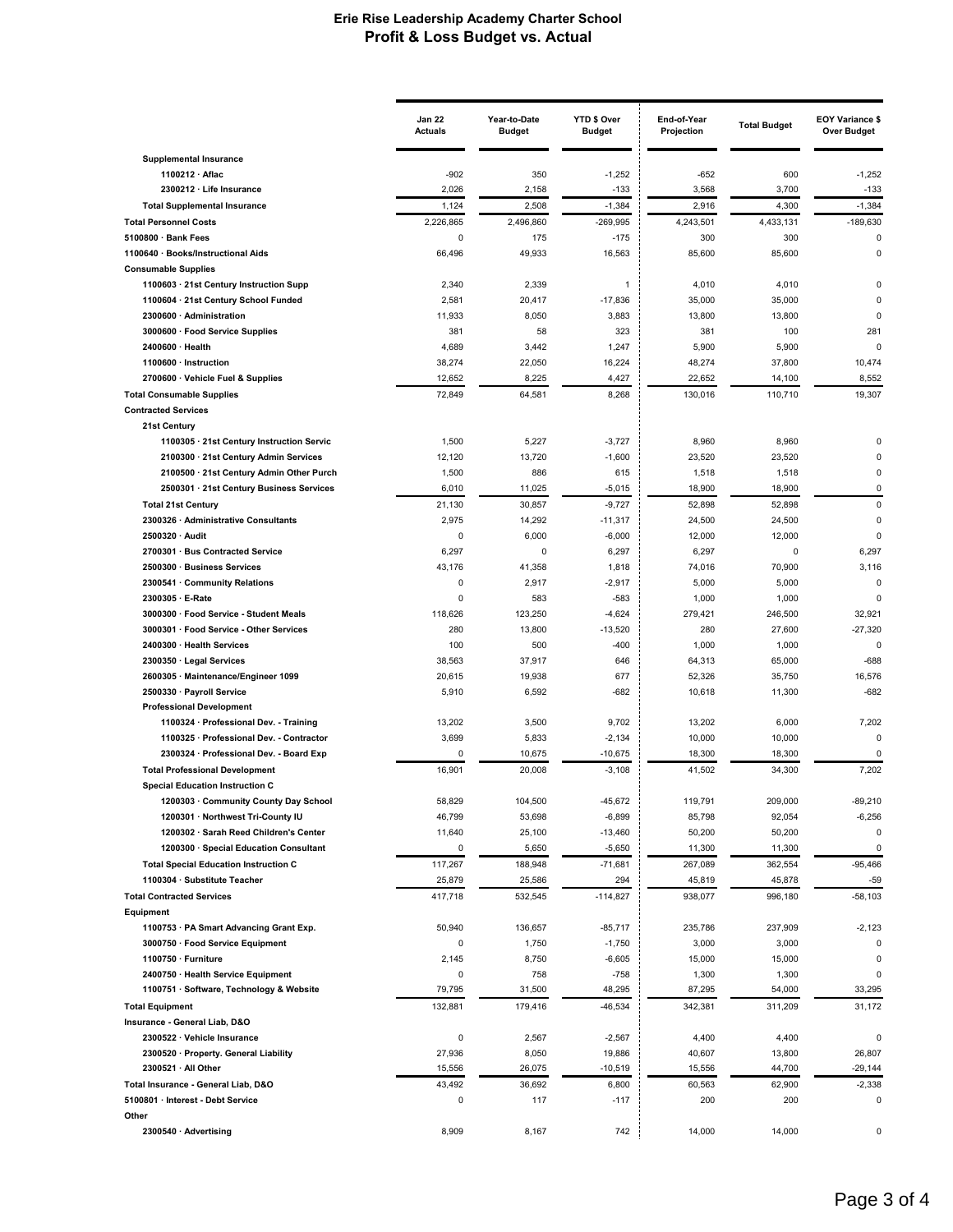# Erie Rise Leadership Academy Charter School

## Profit & Loss Budget vs. Actual

| | Jan 22 Actuals | Year-to-Date Budget | YTD $ Over Budget | End-of-Year Projection | Total Budget | EOY Variance $ Over Budget |
|---|---|---|---|---|---|---|
| Supplemental Insurance | | | | | | |
| 1100212 · Aflac | -902 | 350 | -1,252 | -652 | 600 | -1,252 |
| 2300212 · Life Insurance | 2,026 | 2,158 | -133 | 3,568 | 3,700 | -133 |
| Total Supplemental Insurance | 1,124 | 2,508 | -1,384 | 2,916 | 4,300 | -1,384 |
| Total Personnel Costs | 2,226,865 | 2,496,860 | -269,995 | 4,243,501 | 4,433,131 | -189,630 |
| 5100800 · Bank Fees | 0 | 175 | -175 | 300 | 300 | 0 |
| 1100640 · Books/Instructional Aids | 66,496 | 49,933 | 16,563 | 85,600 | 85,600 | 0 |
| Consumable Supplies | | | | | | |
| 1100603 · 21st Century Instruction Supp | 2,340 | 2,339 | 1 | 4,010 | 4,010 | 0 |
| 1100604 · 21st Century School Funded | 2,581 | 20,417 | -17,836 | 35,000 | 35,000 | 0 |
| 2300600 · Administration | 11,933 | 8,050 | 3,883 | 13,800 | 13,800 | 0 |
| 3000600 · Food Service Supplies | 381 | 58 | 323 | 381 | 100 | 281 |
| 2400600 · Health | 4,689 | 3,442 | 1,247 | 5,900 | 5,900 | 0 |
| 1100600 · Instruction | 38,274 | 22,050 | 16,224 | 48,274 | 37,800 | 10,474 |
| 2700600 · Vehicle Fuel & Supplies | 12,652 | 8,225 | 4,427 | 22,652 | 14,100 | 8,552 |
| Total Consumable Supplies | 72,849 | 64,581 | 8,268 | 130,016 | 110,710 | 19,307 |
| Contracted Services | | | | | | |
| 21st Century | | | | | | |
| 1100305 · 21st Century Instruction Servic | 1,500 | 5,227 | -3,727 | 8,960 | 8,960 | 0 |
| 2100300 · 21st Century Admin Services | 12,120 | 13,720 | -1,600 | 23,520 | 23,520 | 0 |
| 2100500 · 21st Century Admin Other Purch | 1,500 | 886 | 615 | 1,518 | 1,518 | 0 |
| 2500301 · 21st Century Business Services | 6,010 | 11,025 | -5,015 | 18,900 | 18,900 | 0 |
| Total 21st Century | 21,130 | 30,857 | -9,727 | 52,898 | 52,898 | 0 |
| 2300326 · Administrative Consultants | 2,975 | 14,292 | -11,317 | 24,500 | 24,500 | 0 |
| 2500320 · Audit | 0 | 6,000 | -6,000 | 12,000 | 12,000 | 0 |
| 2700301 · Bus Contracted Service | 6,297 | 0 | 6,297 | 6,297 | 0 | 6,297 |
| 2500300 · Business Services | 43,176 | 41,358 | 1,818 | 74,016 | 70,900 | 3,116 |
| 2300541 · Community Relations | 0 | 2,917 | -2,917 | 5,000 | 5,000 | 0 |
| 2300305 · E-Rate | 0 | 583 | -583 | 1,000 | 1,000 | 0 |
| 3000300 · Food Service - Student Meals | 118,626 | 123,250 | -4,624 | 279,421 | 246,500 | 32,921 |
| 3000301 · Food Service - Other Services | 280 | 13,800 | -13,520 | 280 | 27,600 | -27,320 |
| 2400300 · Health Services | 100 | 500 | -400 | 1,000 | 1,000 | 0 |
| 2300350 · Legal Services | 38,563 | 37,917 | 646 | 64,313 | 65,000 | -688 |
| 2600305 · Maintenance/Engineer 1099 | 20,615 | 19,938 | 677 | 52,326 | 35,750 | 16,576 |
| 2500330 · Payroll Service | 5,910 | 6,592 | -682 | 10,618 | 11,300 | -682 |
| Professional Development | | | | | | |
| 1100324 · Professional Dev. - Training | 13,202 | 3,500 | 9,702 | 13,202 | 6,000 | 7,202 |
| 1100325 · Professional Dev. - Contractor | 3,699 | 5,833 | -2,134 | 10,000 | 10,000 | 0 |
| 2300324 · Professional Dev. - Board Exp | 0 | 10,675 | -10,675 | 18,300 | 18,300 | 0 |
| Total Professional Development | 16,901 | 20,008 | -3,108 | 41,502 | 34,300 | 7,202 |
| Special Education Instruction C | | | | | | |
| 1200303 · Community County Day School | 58,829 | 104,500 | -45,672 | 119,791 | 209,000 | -89,210 |
| 1200301 · Northwest Tri-County IU | 46,799 | 53,698 | -6,899 | 85,798 | 92,054 | -6,256 |
| 1200302 · Sarah Reed Children's Center | 11,640 | 25,100 | -13,460 | 50,200 | 50,200 | 0 |
| 1200300 · Special Education Consultant | 0 | 5,650 | -5,650 | 11,300 | 11,300 | 0 |
| Total Special Education Instruction C | 117,267 | 188,948 | -71,681 | 267,089 | 362,554 | -95,466 |
| 1100304 · Substitute Teacher | 25,879 | 25,586 | 294 | 45,819 | 45,878 | -59 |
| Total Contracted Services | 417,718 | 532,545 | -114,827 | 938,077 | 996,180 | -58,103 |
| Equipment | | | | | | |
| 1100753 · PA Smart Advancing Grant Exp. | 50,940 | 136,657 | -85,717 | 235,786 | 237,909 | -2,123 |
| 3000750 · Food Service Equipment | 0 | 1,750 | -1,750 | 3,000 | 3,000 | 0 |
| 1100750 · Furniture | 2,145 | 8,750 | -6,605 | 15,000 | 15,000 | 0 |
| 2400750 · Health Service Equipment | 0 | 758 | -758 | 1,300 | 1,300 | 0 |
| 1100751 · Software, Technology & Website | 79,795 | 31,500 | 48,295 | 87,295 | 54,000 | 33,295 |
| Total Equipment | 132,881 | 179,416 | -46,534 | 342,381 | 311,209 | 31,172 |
| Insurance - General Liab, D&O | | | | | | |
| 2300522 · Vehicle Insurance | 0 | 2,567 | -2,567 | 4,400 | 4,400 | 0 |
| 2300520 · Property. General Liability | 27,936 | 8,050 | 19,886 | 40,607 | 13,800 | 26,807 |
| 2300521 · All Other | 15,556 | 26,075 | -10,519 | 15,556 | 44,700 | -29,144 |
| Total Insurance - General Liab, D&O | 43,492 | 36,692 | 6,800 | 60,563 | 62,900 | -2,338 |
| 5100801 · Interest - Debt Service | 0 | 117 | -117 | 200 | 200 | 0 |
| Other | | | | | | |
| 2300540 · Advertising | 8,909 | 8,167 | 742 | 14,000 | 14,000 | 0 |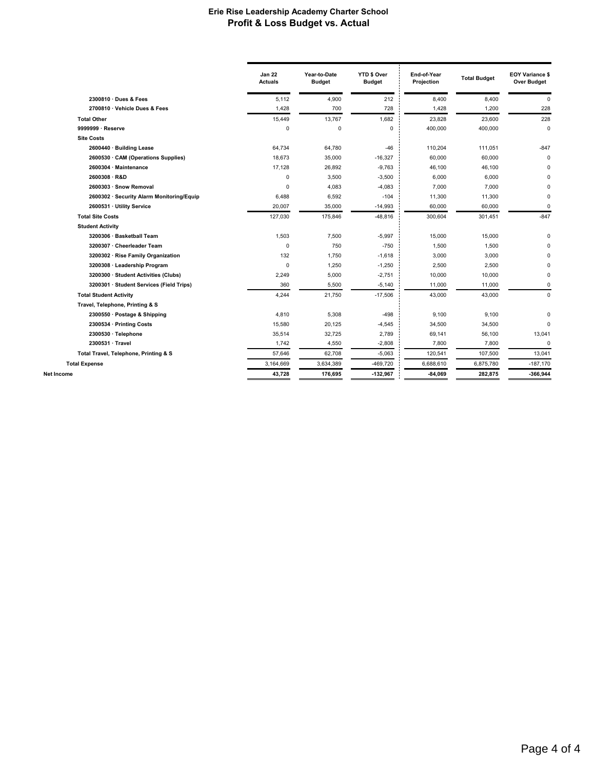# Erie Rise Leadership Academy Charter School

## Profit & Loss Budget vs. Actual

| | Jan 22 Actuals | Year-to-Date Budget | YTD $ Over Budget | End-of-Year Projection | Total Budget | EOY Variance $ Over Budget |
|---|---|---|---|---|---|---|
| 2300810 · Dues & Fees | 5,112 | 4,900 | 212 | 8,400 | 8,400 | 0 |
| 2700810 · Vehicle Dues & Fees | 1,428 | 700 | 728 | 1,428 | 1,200 | 228 |
| **Total Other** | 15,449 | 13,767 | 1,682 | 23,828 | 23,600 | 228 |
| 9999999 · Reserve | 0 | 0 | 0 | 400,000 | 400,000 | 0 |
| **Site Costs** | | | | | | |
| 2600440 · Building Lease | 64,734 | 64,780 | -46 | 110,204 | 111,051 | -847 |
| 2600530 · CAM (Operations Supplies) | 18,673 | 35,000 | -16,327 | 60,000 | 60,000 | 0 |
| 2600304 · Maintenance | 17,128 | 26,892 | -9,763 | 46,100 | 46,100 | 0 |
| 2600308 · R&D | 0 | 3,500 | -3,500 | 6,000 | 6,000 | 0 |
| 2600303 · Snow Removal | 0 | 4,083 | -4,083 | 7,000 | 7,000 | 0 |
| 2600302 · Security Alarm Monitoring/Equip | 6,488 | 6,592 | -104 | 11,300 | 11,300 | 0 |
| 2600531 · Utility Service | 20,007 | 35,000 | -14,993 | 60,000 | 60,000 | 0 |
| **Total Site Costs** | 127,030 | 175,846 | -48,816 | 300,604 | 301,451 | -847 |
| **Student Activity** | | | | | | |
| 3200306 · Basketball Team | 1,503 | 7,500 | -5,997 | 15,000 | 15,000 | 0 |
| 3200307 · Cheerleader Team | 0 | 750 | -750 | 1,500 | 1,500 | 0 |
| 3200302 · Rise Family Organization | 132 | 1,750 | -1,618 | 3,000 | 3,000 | 0 |
| 3200308 · Leadership Program | 0 | 1,250 | -1,250 | 2,500 | 2,500 | 0 |
| 3200300 · Student Activities (Clubs) | 2,249 | 5,000 | -2,751 | 10,000 | 10,000 | 0 |
| 3200301 · Student Services (Field Trips) | 360 | 5,500 | -5,140 | 11,000 | 11,000 | 0 |
| **Total Student Activity** | 4,244 | 21,750 | -17,506 | 43,000 | 43,000 | 0 |
| **Travel, Telephone, Printing & S** | | | | | | |
| 2300550 · Postage & Shipping | 4,810 | 5,308 | -498 | 9,100 | 9,100 | 0 |
| 2300534 · Printing Costs | 15,580 | 20,125 | -4,545 | 34,500 | 34,500 | 0 |
| 2300530 · Telephone | 35,514 | 32,725 | 2,789 | 69,141 | 56,100 | 13,041 |
| 2300531 · Travel | 1,742 | 4,550 | -2,808 | 7,800 | 7,800 | 0 |
| **Total Travel, Telephone, Printing & S** | 57,646 | 62,708 | -5,063 | 120,541 | 107,500 | 13,041 |
| **Total Expense** | 3,164,669 | 3,634,389 | -469,720 | 6,688,610 | 6,875,780 | -187,170 |
| **Net Income** | **43,728** | **176,695** | **-132,967** | **-84,069** | **282,875** | **-366,944** |